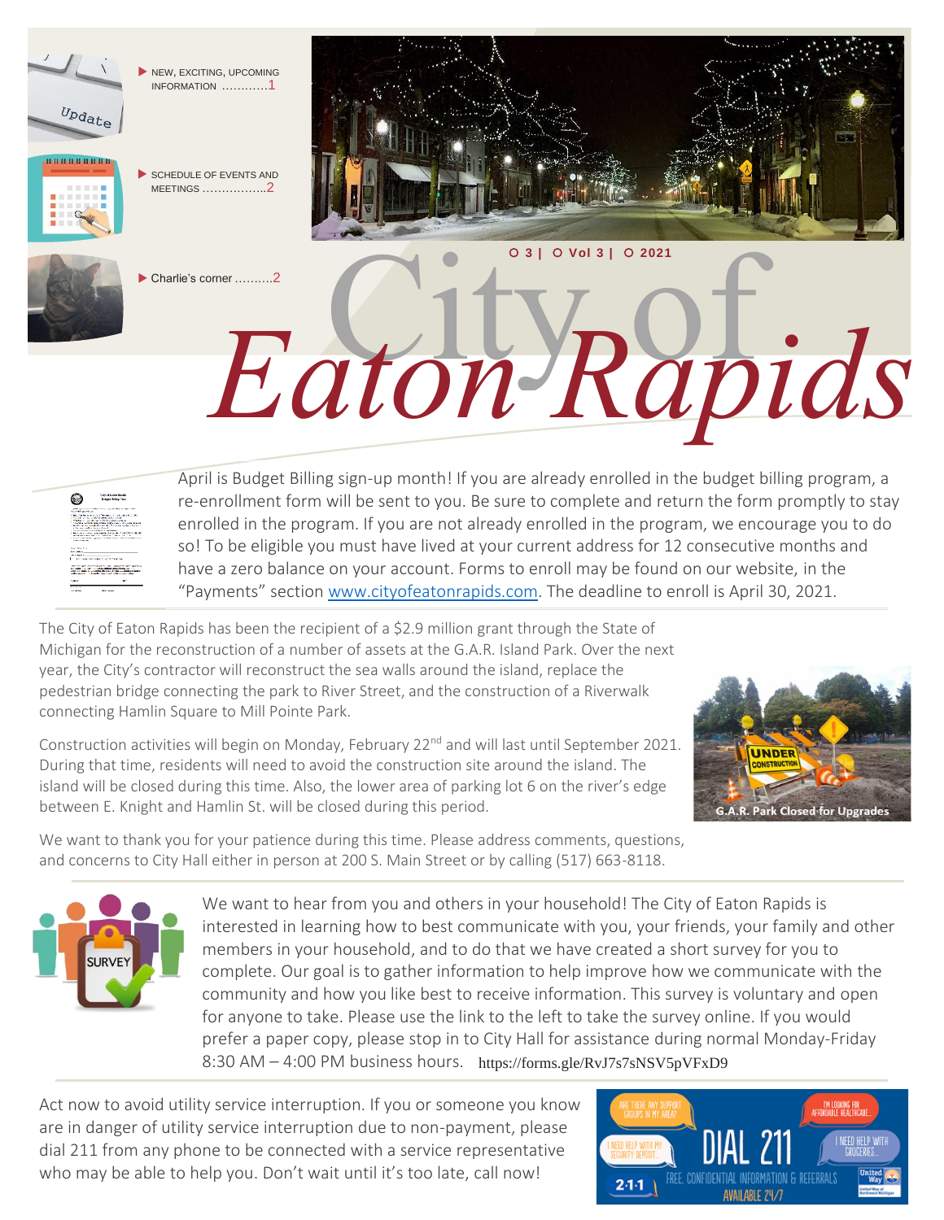- NEW, EXCITING, UPCOMING INFORMATION ............1
- SCHEDULE OF EVENTS AND MEETINGS .................2
- Charlie's corner ..........2

3 | Vol 3 | 2021

# City of *Eaton Rapids*

April is Budget Billing sign-up month! If you are already enrolled in the budget billing program, a re-enrollment form will be sent to you. Be sure to complete and return the form promptly to stay enrolled in the program. If you are not already enrolled in the program, we encourage you to do so! To be eligible you must have lived at your current address for 12 consecutive months and have a zero balance on your account. Forms to enroll may be found on our website, in the "Payments" section www.cityofeatonrapids.com. The deadline to enroll is April 30, 2021.

The City of Eaton Rapids has been the recipient of a $2.9 million grant through the State of Michigan for the reconstruction of a number of assets at the G.A.R. Island Park. Over the next year, the City's contractor will reconstruct the sea walls around the island, replace the pedestrian bridge connecting the park to River Street, and the construction of a Riverwalk connecting Hamlin Square to Mill Pointe Park.

Construction activities will begin on Monday, February 22nd and will last until September 2021. During that time, residents will need to avoid the construction site around the island. The island will be closed during this time. Also, the lower area of parking lot 6 on the river's edge between E. Knight and Hamlin St. will be closed during this period.

G.A.R. Park Closed for Upgrades

We want to thank you for your patience during this time. Please address comments, questions, and concerns to City Hall either in person at 200 S. Main Street or by calling (517) 663-8118.

We want to hear from you and others in your household! The City of Eaton Rapids is interested in learning how to best communicate with you, your friends, your family and other members in your household, and to do that we have created a short survey for you to complete. Our goal is to gather information to help improve how we communicate with the community and how you like best to receive information. This survey is voluntary and open for anyone to take. Please use the link to the left to take the survey online. If you would prefer a paper copy, please stop in to City Hall for assistance during normal Monday-Friday 8:30 AM – 4:00 PM business hours. https://forms.gle/RvJ7s7sNSV5pVFxD9

Act now to avoid utility service interruption. If you or someone you know are in danger of utility service interruption due to non-payment, please dial 211 from any phone to be connected with a service representative who may be able to help you. Don't wait until it's too late, call now!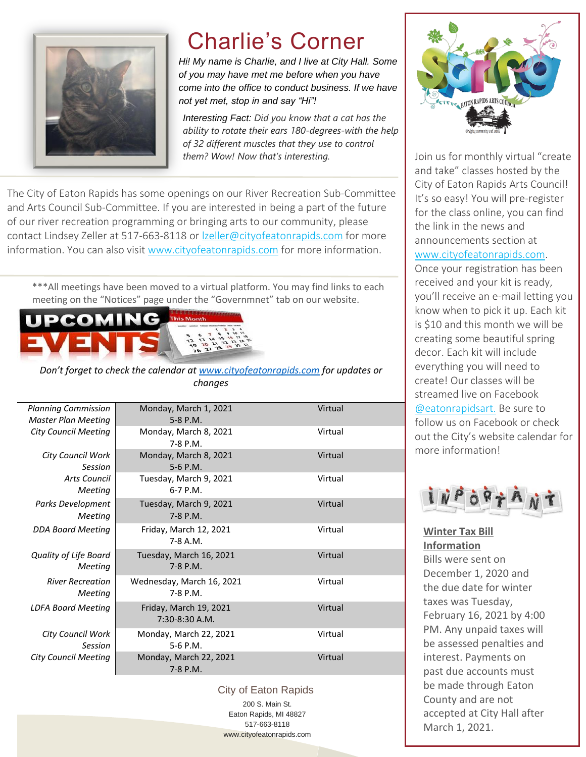# Charlie's Corner

*Hi! My name is Charlie, and I live at City Hall. Some of you may have met me before when you have come into the office to conduct business. If we have not yet met, stop in and say "Hi"!*

*Interesting Fact: Did you know that a cat has the ability to rotate their ears 180-degrees-with the help of 32 different muscles that they use to control them? Wow! Now that's interesting.*

The City of Eaton Rapids has some openings on our River Recreation Sub-Committee and Arts Council Sub-Committee. If you are interested in being a part of the future of our river recreation programming or bringing arts to our community, please contact Lindsey Zeller at 517-663-8118 or lzeller@cityofeatonrapids.com for more information. You can also visit www.cityofeatonrapids.com for more information.

***All meetings have been moved to a virtual platform. You may find links to each meeting on the "Notices" page under the "Governmnet" tab on our website.

## UPCOMING EVENTS

*Don't forget to check the calendar at www.cityofeatonrapids.com for updates or changes*

| | | |
|---|---|---|
| *Planning Commission Master Plan Meeting* | Monday, March 1, 2021 5-8 P.M. | Virtual |
| *City Council Meeting* | Monday, March 8, 2021 7-8 P.M. | Virtual |
| *City Council Work Session* | Monday, March 8, 2021 5-6 P.M. | Virtual |
| *Arts Council Meeting* | Tuesday, March 9, 2021 6-7 P.M. | Virtual |
| *Parks Development Meeting* | Tuesday, March 9, 2021 7-8 P.M. | Virtual |
| *DDA Board Meeting* | Friday, March 12, 2021 7-8 A.M. | Virtual |
| *Quality of Life Board Meeting* | Tuesday, March 16, 2021 7-8 P.M. | Virtual |
| *River Recreation Meeting* | Wednesday, March 16, 2021 7-8 P.M. | Virtual |
| *LDFA Board Meeting* | Friday, March 19, 2021 7:30-8:30 A.M. | Virtual |
| *City Council Work Session* | Monday, March 22, 2021 5-6 P.M. | Virtual |
| *City Council Meeting* | Monday, March 22, 2021 7-8 P.M. | Virtual |

Spring

EATON RAPIDS ARTS COUNCIL

Join us for monthly virtual "create and take" classes hosted by the City of Eaton Rapids Arts Council! It's so easy! You will pre-register for the class online, you can find the link in the news and announcements section at www.cityofeatonrapids.com. Once your registration has been received and your kit is ready, you'll receive an e-mail letting you know when to pick it up. Each kit is $10 and this month we will be creating some beautiful spring decor. Each kit will include everything you will need to create! Our classes will be streamed live on Facebook @eatonrapidsart. Be sure to follow us on Facebook or check out the City's website calendar for more information!

IMPORTANT

**Winter Tax Bill Information**

Bills were sent on December 1, 2020 and the due date for winter taxes was Tuesday, February 16, 2021 by 4:00 PM. Any unpaid taxes will be assessed penalties and interest. Payments on past due accounts must be made through Eaton County and are not accepted at City Hall after March 1, 2021.

City of Eaton Rapids
200 S. Main St.
Eaton Rapids, MI 48827
517-663-8118
www.cityofeatonrapids.com